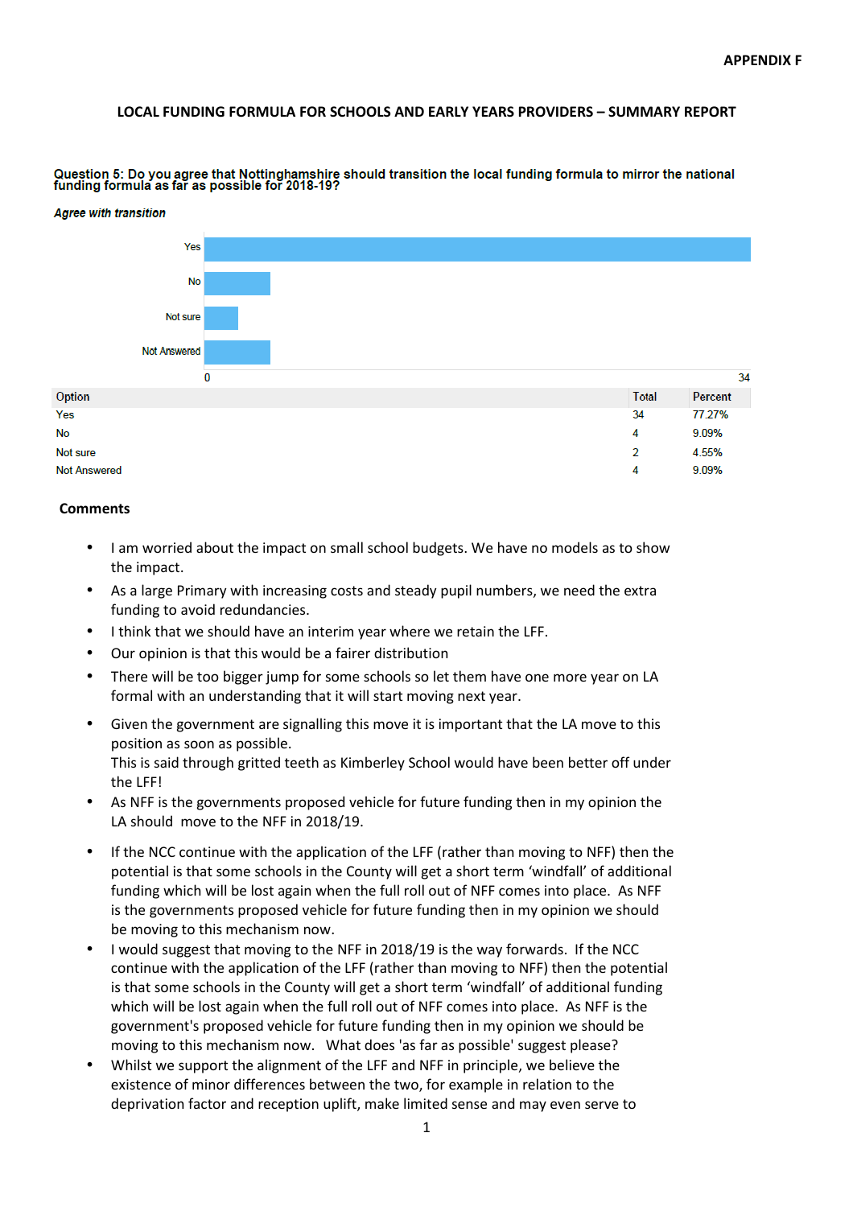APPENDIX F

# LOCAL FUNDING FORMULA FOR SCHOOLS AND EARLY YEARS PROVIDERS – SUMMARY REPORT

### Question 5: Do you agree that Nottinghamshire should transition the local funding formula to mirror the national funding formula as far as possible for 2018-19?

*Agree with transition*

| Option | Total | Percent |
|---|---|---|
| Yes | 34 | 77.27% |
| No | 4 | 9.09% |
| Not sure | 2 | 4.55% |
| Not Answered | 4 | 9.09% |

**Comments**

- I am worried about the impact on small school budgets. We have no models as to show the impact.
- As a large Primary with increasing costs and steady pupil numbers, we need the extra funding to avoid redundancies.
- I think that we should have an interim year where we retain the LFF.
- Our opinion is that this would be a fairer distribution
- There will be too bigger jump for some schools so let them have one more year on LA formal with an understanding that it will start moving next year.
- Given the government are signalling this move it is important that the LA move to this position as soon as possible.
  This is said through gritted teeth as Kimberley School would have been better off under the LFF!
- As NFF is the governments proposed vehicle for future funding then in my opinion the LA should move to the NFF in 2018/19.
- If the NCC continue with the application of the LFF (rather than moving to NFF) then the potential is that some schools in the County will get a short term 'windfall' of additional funding which will be lost again when the full roll out of NFF comes into place. As NFF is the governments proposed vehicle for future funding then in my opinion we should be moving to this mechanism now.
- I would suggest that moving to the NFF in 2018/19 is the way forwards. If the NCC continue with the application of the LFF (rather than moving to NFF) then the potential is that some schools in the County will get a short term 'windfall' of additional funding which will be lost again when the full roll out of NFF comes into place. As NFF is the government's proposed vehicle for future funding then in my opinion we should be moving to this mechanism now. What does 'as far as possible' suggest please?
- Whilst we support the alignment of the LFF and NFF in principle, we believe the existence of minor differences between the two, for example in relation to the deprivation factor and reception uplift, make limited sense and may even serve to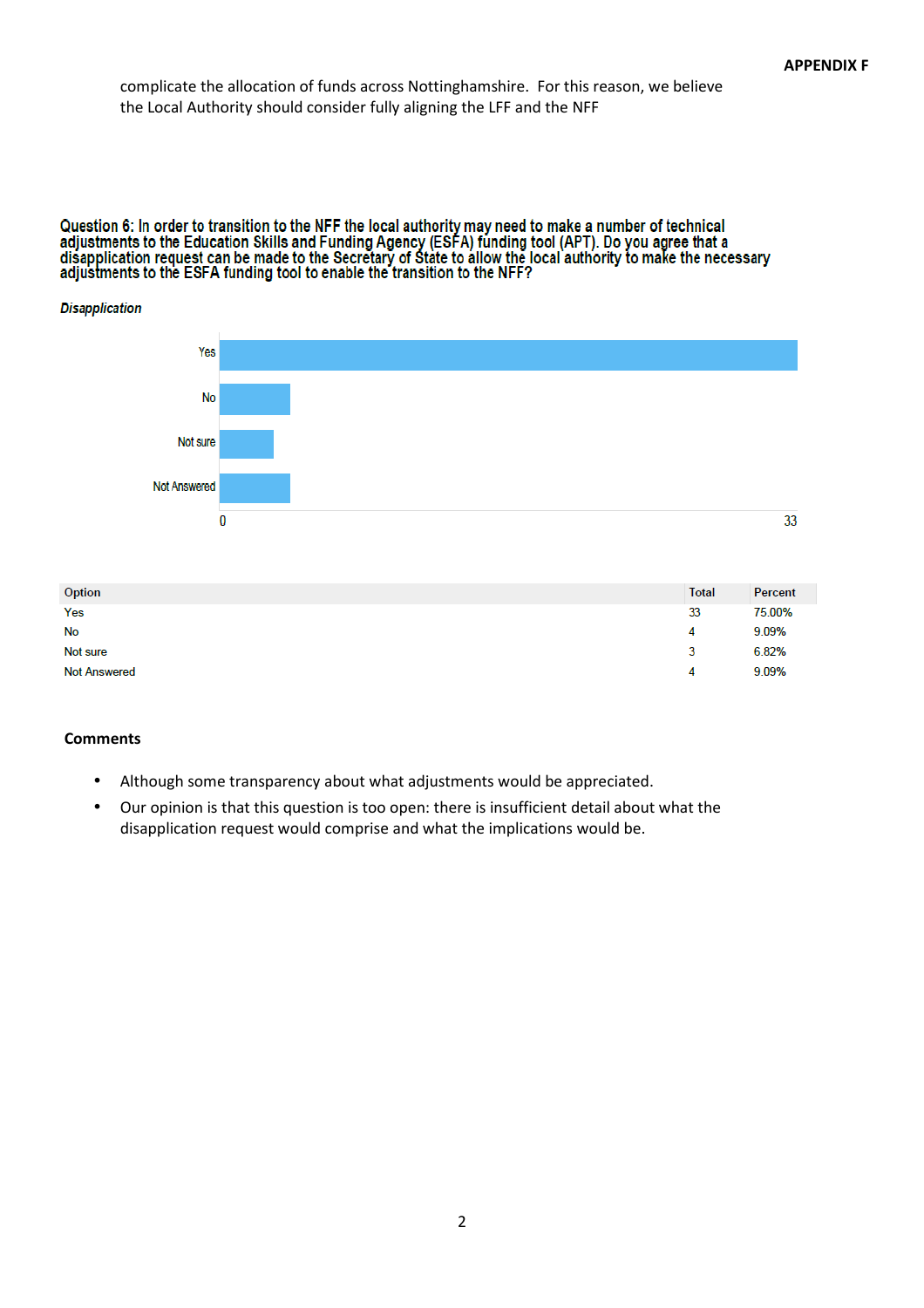complicate the allocation of funds across Nottinghamshire. For this reason, we believe the Local Authority should consider fully aligning the LFF and the NFF

**Question 6: In order to transition to the NFF the local authority may need to make a number of technical adjustments to the Education Skills and Funding Agency (ESFA) funding tool (APT). Do you agree that a disapplication request can be made to the Secretary of State to allow the local authority to make the necessary adjustments to the ESFA funding tool to enable the transition to the NFF?**

***Disapplication***

| Option | Total | Percent |
|---|---|---|
| Yes | 33 | 75.00% |
| No | 4 | 9.09% |
| Not sure | 3 | 6.82% |
| Not Answered | 4 | 9.09% |

### Comments

- Although some transparency about what adjustments would be appreciated.
- Our opinion is that this question is too open: there is insufficient detail about what the disapplication request would comprise and what the implications would be.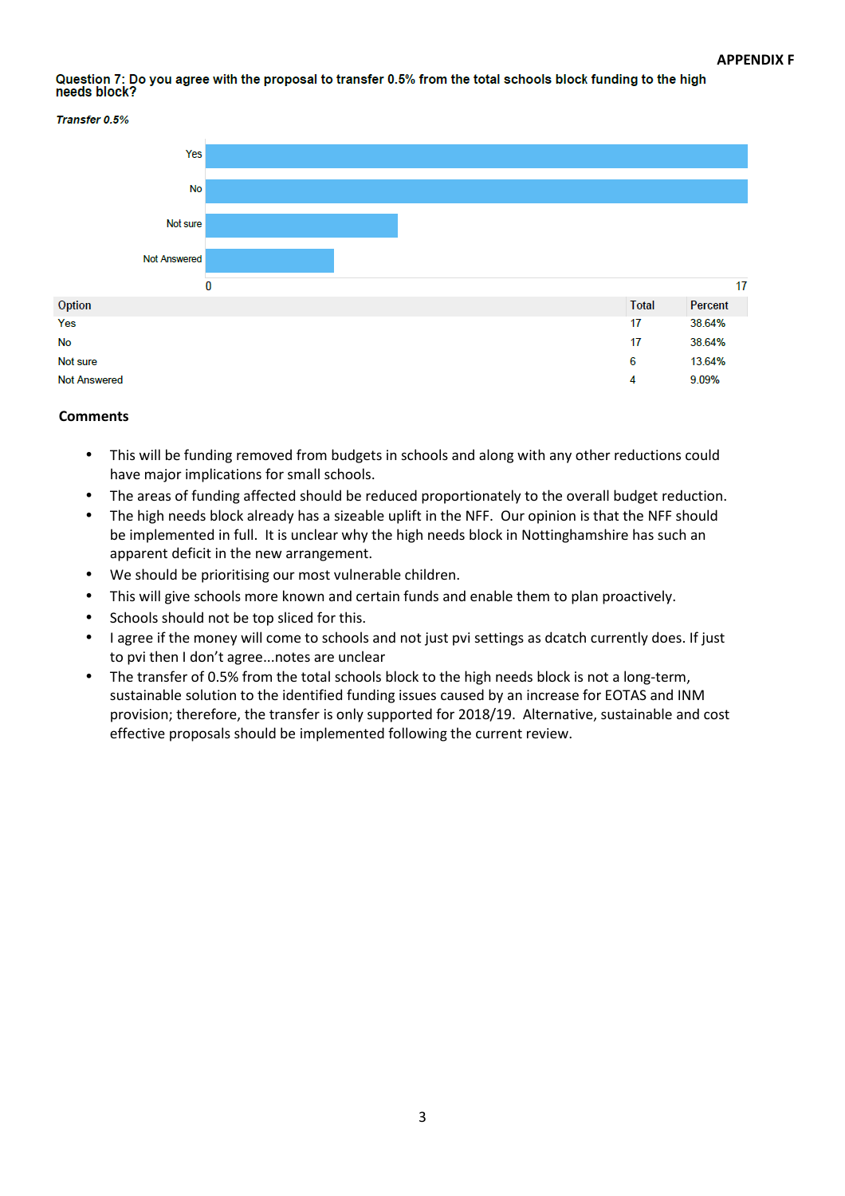APPENDIX F

**Question 7: Do you agree with the proposal to transfer 0.5% from the total schools block funding to the high needs block?**

***Transfer 0.5%***

| Option | Total | Percent |
|---|---|---|
| Yes | 17 | 38.64% |
| No | 17 | 38.64% |
| Not sure | 6 | 13.64% |
| Not Answered | 4 | 9.09% |

**Comments**

- This will be funding removed from budgets in schools and along with any other reductions could have major implications for small schools.
- The areas of funding affected should be reduced proportionately to the overall budget reduction.
- The high needs block already has a sizeable uplift in the NFF. Our opinion is that the NFF should be implemented in full. It is unclear why the high needs block in Nottinghamshire has such an apparent deficit in the new arrangement.
- We should be prioritising our most vulnerable children.
- This will give schools more known and certain funds and enable them to plan proactively.
- Schools should not be top sliced for this.
- I agree if the money will come to schools and not just pvi settings as dcatch currently does. If just to pvi then I don't agree...notes are unclear
- The transfer of 0.5% from the total schools block to the high needs block is not a long-term, sustainable solution to the identified funding issues caused by an increase for EOTAS and INM provision; therefore, the transfer is only supported for 2018/19. Alternative, sustainable and cost effective proposals should be implemented following the current review.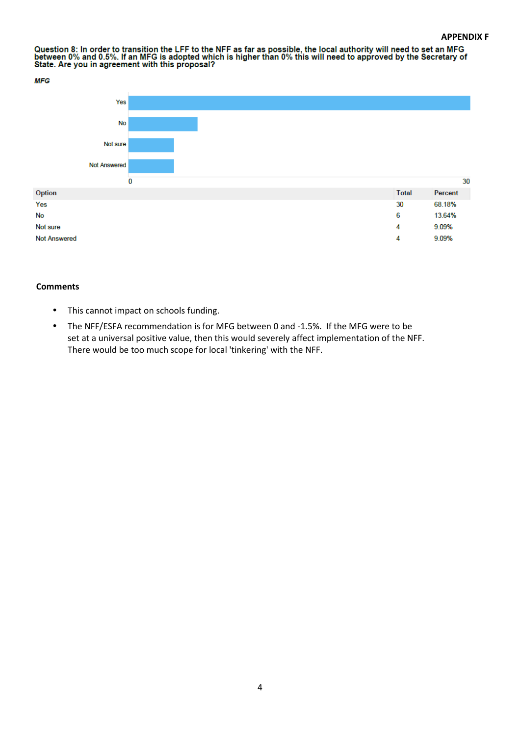**APPENDIX F**

**Question 8: In order to transition the LFF to the NFF as far as possible, the local authority will need to set an MFG between 0% and 0.5%. If an MFG is adopted which is higher than 0% this will need to approved by the Secretary of State. Are you in agreement with this proposal?**

***MFG***

| Option | Total | Percent |
|---|---|---|
| Yes | 30 | 68.18% |
| No | 6 | 13.64% |
| Not sure | 4 | 9.09% |
| Not Answered | 4 | 9.09% |

**Comments**

- This cannot impact on schools funding.
- The NFF/ESFA recommendation is for MFG between 0 and -1.5%. If the MFG were to be set at a universal positive value, then this would severely affect implementation of the NFF. There would be too much scope for local 'tinkering' with the NFF.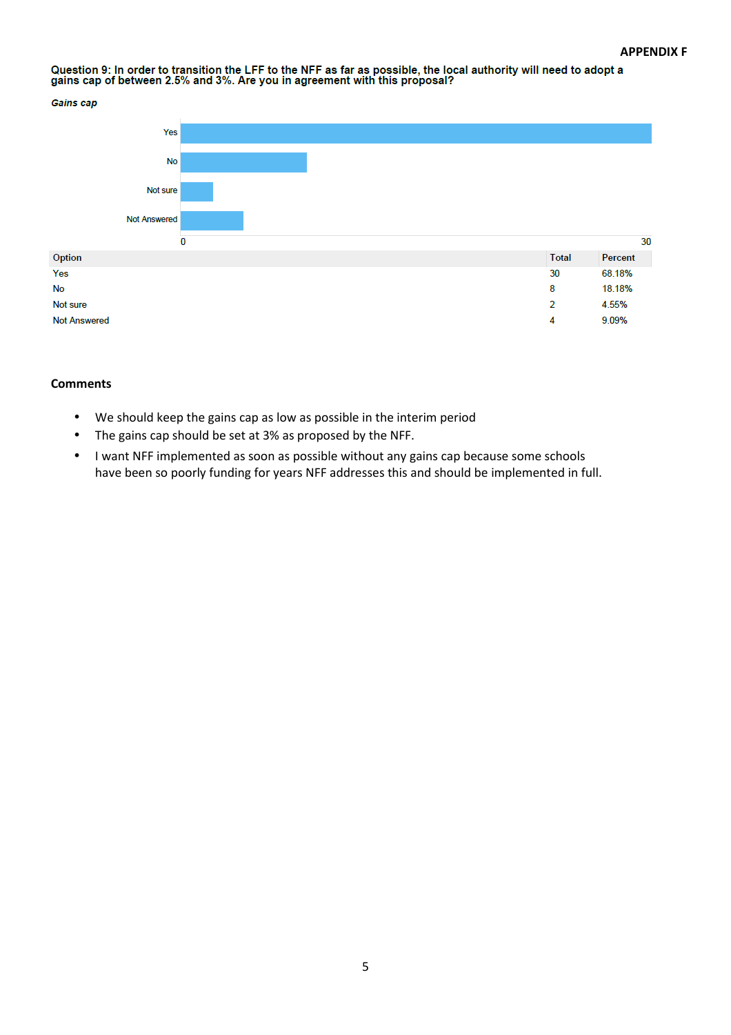**APPENDIX F**

**Question 9: In order to transition the LFF to the NFF as far as possible, the local authority will need to adopt a gains cap of between 2.5% and 3%. Are you in agreement with this proposal?**

***Gains cap***

| Option | Total | Percent |
|---|---|---|
| Yes | 30 | 68.18% |
| No | 8 | 18.18% |
| Not sure | 2 | 4.55% |
| Not Answered | 4 | 9.09% |

## Comments

- We should keep the gains cap as low as possible in the interim period
- The gains cap should be set at 3% as proposed by the NFF.
- I want NFF implemented as soon as possible without any gains cap because some schools have been so poorly funding for years NFF addresses this and should be implemented in full.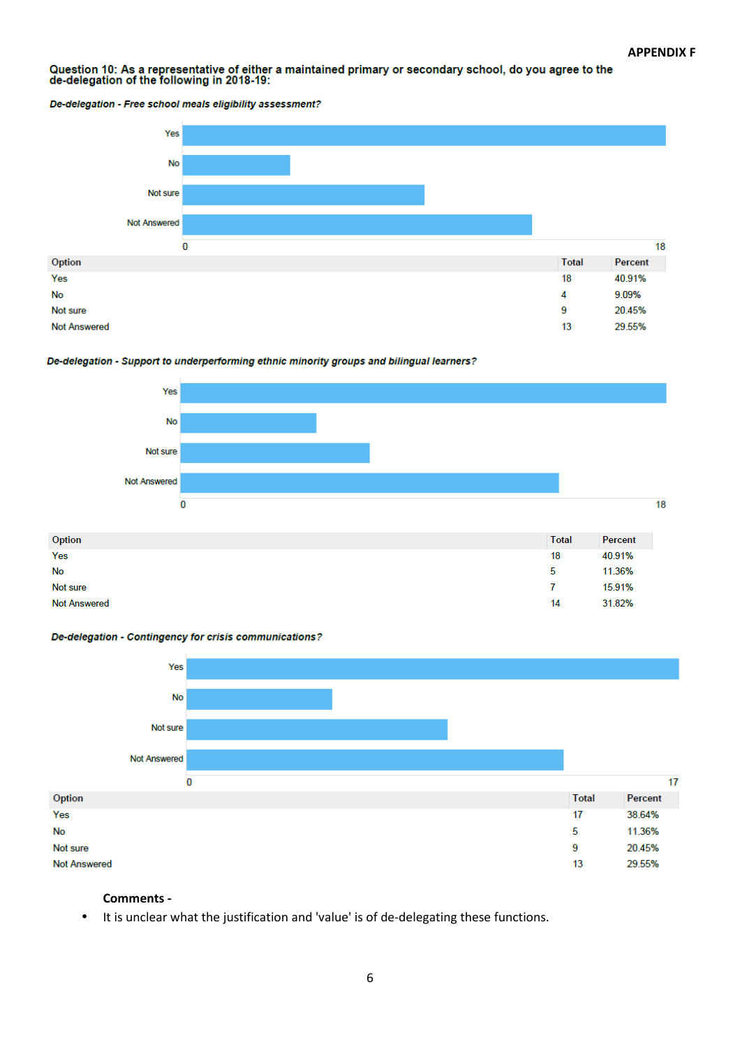**APPENDIX F**

**Question 10: As a representative of either a maintained primary or secondary school, do you agree to the de-delegation of the following in 2018-19:**

***De-delegation - Free school meals eligibility assessment?***

| Option | Total | Percent |
|---|---|---|
| Yes | 18 | 40.91% |
| No | 4 | 9.09% |
| Not sure | 9 | 20.45% |
| Not Answered | 13 | 29.55% |

***De-delegation - Support to underperforming ethnic minority groups and bilingual learners?***

| Option | Total | Percent |
|---|---|---|
| Yes | 18 | 40.91% |
| No | 5 | 11.36% |
| Not sure | 7 | 15.91% |
| Not Answered | 14 | 31.82% |

***De-delegation - Contingency for crisis communications?***

| Option | Total | Percent |
|---|---|---|
| Yes | 17 | 38.64% |
| No | 5 | 11.36% |
| Not sure | 9 | 20.45% |
| Not Answered | 13 | 29.55% |

**Comments -**

- It is unclear what the justification and 'value' is of de-delegating these functions.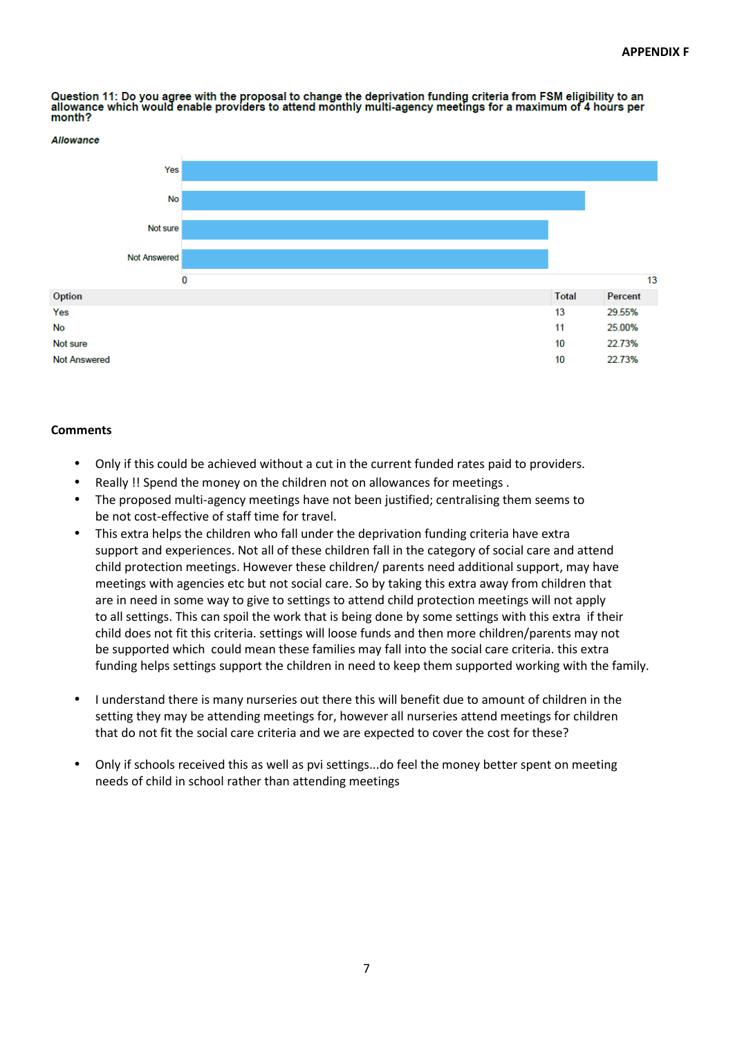APPENDIX F

**Question 11: Do you agree with the proposal to change the deprivation funding criteria from FSM eligibility to an allowance which would enable providers to attend monthly multi-agency meetings for a maximum of 4 hours per month?**

***Allowance***

| Option | Total | Percent |
| --- | --- | --- |
| Yes | 13 | 29.55% |
| No | 11 | 25.00% |
| Not sure | 10 | 22.73% |
| Not Answered | 10 | 22.73% |

**Comments**

- Only if this could be achieved without a cut in the current funded rates paid to providers.
- Really !! Spend the money on the children not on allowances for meetings .
- The proposed multi-agency meetings have not been justified; centralising them seems to be not cost-effective of staff time for travel.
- This extra helps the children who fall under the deprivation funding criteria have extra support and experiences. Not all of these children fall in the category of social care and attend child protection meetings. However these children/ parents need additional support, may have meetings with agencies etc but not social care. So by taking this extra away from children that are in need in some way to give to settings to attend child protection meetings will not apply to all settings. This can spoil the work that is being done by some settings with this extra if their child does not fit this criteria. settings will loose funds and then more children/parents may not be supported which could mean these families may fall into the social care criteria. this extra funding helps settings support the children in need to keep them supported working with the family.
- I understand there is many nurseries out there this will benefit due to amount of children in the setting they may be attending meetings for, however all nurseries attend meetings for children that do not fit the social care criteria and we are expected to cover the cost for these?
- Only if schools received this as well as pvi settings...do feel the money better spent on meeting needs of child in school rather than attending meetings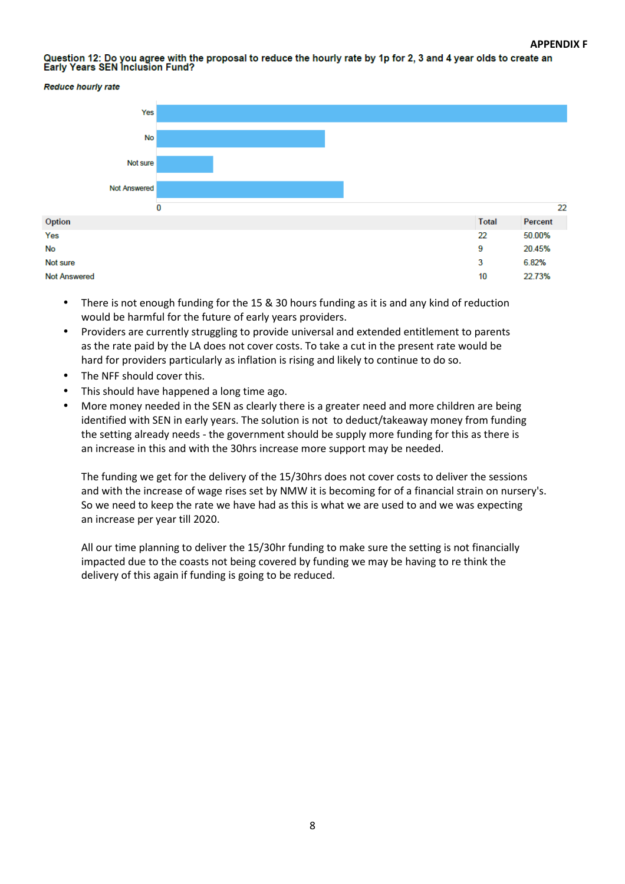**APPENDIX F**

**Question 12: Do you agree with the proposal to reduce the hourly rate by 1p for 2, 3 and 4 year olds to create an Early Years SEN Inclusion Fund?**

***Reduce hourly rate***

| Option | Total | Percent |
|---|---|---|
| Yes | 22 | 50.00% |
| No | 9 | 20.45% |
| Not sure | 3 | 6.82% |
| Not Answered | 10 | 22.73% |

- There is not enough funding for the 15 & 30 hours funding as it is and any kind of reduction would be harmful for the future of early years providers.
- Providers are currently struggling to provide universal and extended entitlement to parents as the rate paid by the LA does not cover costs. To take a cut in the present rate would be hard for providers particularly as inflation is rising and likely to continue to do so.
- The NFF should cover this.
- This should have happened a long time ago.
- More money needed in the SEN as clearly there is a greater need and more children are being identified with SEN in early years. The solution is not to deduct/takeaway money from funding the setting already needs - the government should be supply more funding for this as there is an increase in this and with the 30hrs increase more support may be needed.

  The funding we get for the delivery of the 15/30hrs does not cover costs to deliver the sessions and with the increase of wage rises set by NMW it is becoming for of a financial strain on nursery's. So we need to keep the rate we have had as this is what we are used to and we was expecting an increase per year till 2020.

  All our time planning to deliver the 15/30hr funding to make sure the setting is not financially impacted due to the coasts not being covered by funding we may be having to re think the delivery of this again if funding is going to be reduced.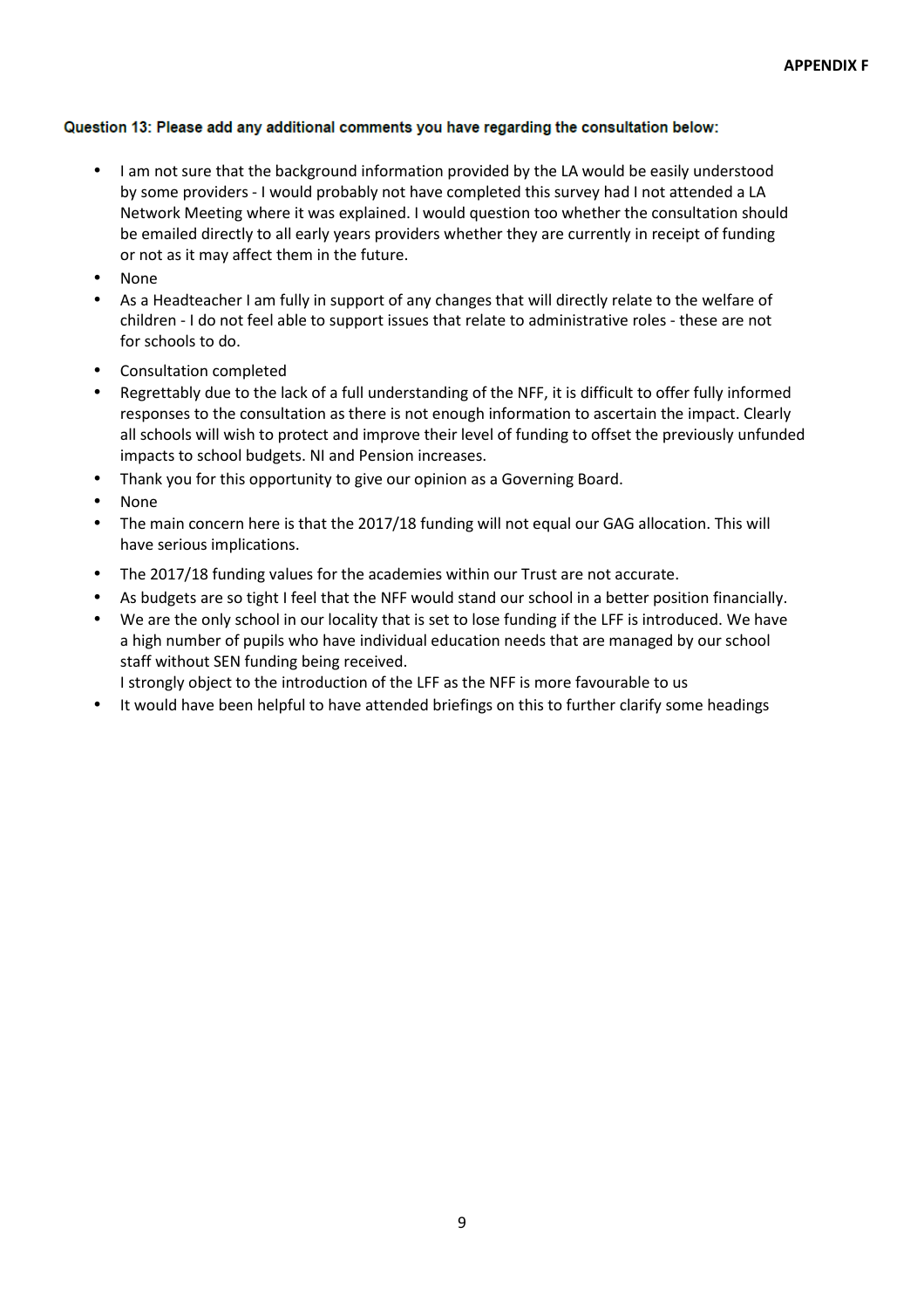**APPENDIX F**

**Question 13: Please add any additional comments you have regarding the consultation below:**

- I am not sure that the background information provided by the LA would be easily understood by some providers - I would probably not have completed this survey had I not attended a LA Network Meeting where it was explained. I would question too whether the consultation should be emailed directly to all early years providers whether they are currently in receipt of funding or not as it may affect them in the future.
- None
- As a Headteacher I am fully in support of any changes that will directly relate to the welfare of children - I do not feel able to support issues that relate to administrative roles - these are not for schools to do.
- Consultation completed
- Regrettably due to the lack of a full understanding of the NFF, it is difficult to offer fully informed responses to the consultation as there is not enough information to ascertain the impact. Clearly all schools will wish to protect and improve their level of funding to offset the previously unfunded impacts to school budgets. NI and Pension increases.
- Thank you for this opportunity to give our opinion as a Governing Board.
- None
- The main concern here is that the 2017/18 funding will not equal our GAG allocation. This will have serious implications.
- The 2017/18 funding values for the academies within our Trust are not accurate.
- As budgets are so tight I feel that the NFF would stand our school in a better position financially.
- We are the only school in our locality that is set to lose funding if the LFF is introduced. We have a high number of pupils who have individual education needs that are managed by our school staff without SEN funding being received.
  I strongly object to the introduction of the LFF as the NFF is more favourable to us
- It would have been helpful to have attended briefings on this to further clarify some headings